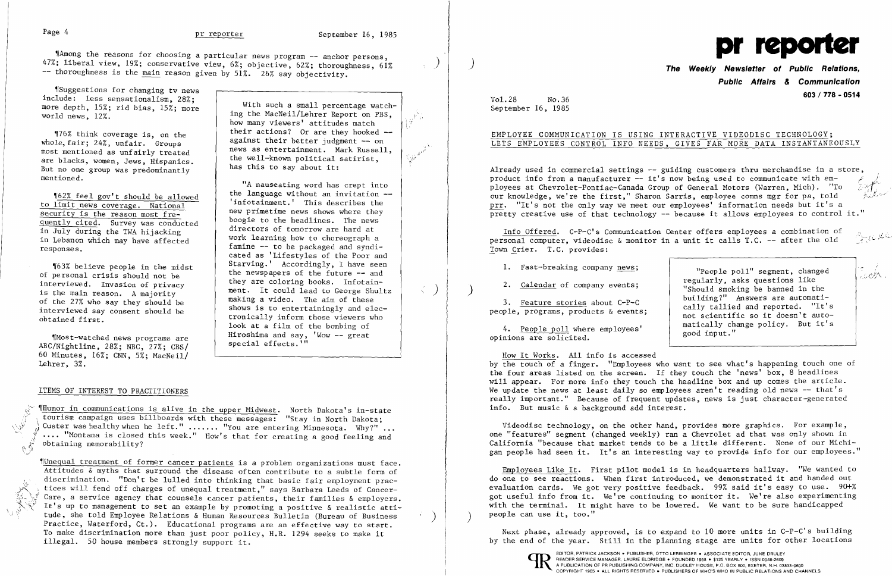¶Among the reasons for choosing a particular news program -- anchor persons, 47%; liberal view, 19%; conservative view, 6%; objective, 62%; thoroughness, 61% -- thoroughness is the main reason given by 51%. 26% say objectivity.

¶Suggestions for changing tv news include: less sensationalism, 28%; more depth, 15%; rid bias, 15%; more world news, 12%.

¶76% think coverage is, on the whole, fair; 24%, unfair. Groups most mentioned as unfairly treated are blacks, women, Jews, Hispanics. But no one group was predominantly mentioned.

¶62% feel gov't should be allowed to limit news coverage. National security is the reason most frequently cited. Survey was conducted in July during the TWA hijacking in Lebanon which may have affected responses.

¶63% believe people in the midst of personal crisis should not be interviewed. Invasion of privacy is the main reason. A majority of the 27% who say they should be interviewed say consent should be obtained first.

¶Most-watched news programs are ABC/Nightline, 28%; NBC, 27%; CBS/60 Minutes, 16%; CNN, 5%; MacNeil/Lehrer, 3%.

> With such a small percentage watching the MacNeil/Lehrer Report on PBS, how many viewers' attitudes match their actions? Or are they hooked -- against their better judgment -- on news as entertainment. Mark Russell, the well-known political satirist, has this to say about it:
>
> "A nauseating word has crept into the language without an invitation -- 'infotainment.' This describes the new primetime news shows where they boogie to the headlines. The news directors of tomorrow are hard at work learning how to choreograph a famine -- to be packaged and syndicated as 'Lifestyles of the Poor and Starving.' Accordingly, I have seen the newspapers of the future -- and they are coloring books. Infotainment. It could lead to George Shultz making a video. The aim of these shows is to entertainingly and electronically inform those viewers who look at a film of the bombing of Hiroshima and say, 'Wow -- great special effects.'"

## ITEMS OF INTEREST TO PRACTITIONERS

¶Humor in communications is alive in the upper Midwest. North Dakota's in-state tourism campaign uses billboards with these messages: "Stay in North Dakota; Custer was healthy when he left." ....... "You are entering Minnesota. Why?" ... .... "Montana is closed this week." How's that for creating a good feeling and obtaining memorability?

¶Unequal treatment of former cancer patients is a problem organizations must face. Attitudes & myths that surround the disease often contribute to a subtle form of discrimination. "Don't be lulled into thinking that basic fair employment practices will fend off charges of unequal treatment," says Barbara Leeds of CancerCare, a service agency that counsels cancer patients, their families & employers. It's up to management to set an example by promoting a positive & realistic attitude, she told Employee Relations & Human Resources Bulletin (Bureau of Business Practice, Waterford, Ct.). Educational programs are an effective way to start. To make discrimination more than just poor policy, H.R. 1294 seeks to make it illegal. 50 house members strongly support it.

# pr reporter

**The Weekly Newsletter of Public Relations, Public Affairs & Communication**

**603 / 778 - 0514**

Vol.28 No.36
September 16, 1985

## EMPLOYEE COMMUNICATION IS USING INTERACTIVE VIDEODISC TECHNOLOGY; LETS EMPLOYEES CONTROL INFO NEEDS, GIVES FAR MORE DATA INSTANTANEOUSLY

Already used in commercial settings -- guiding customers thru merchandise in a store, product info from a manufacturer -- it's now being used to communicate with employees at Chevrolet-Pontiac-Canada Group of General Motors (Warren, Mich). "To our knowledge, we're the first," Sharon Sarris, employee comns mgr for pa, told prr. "It's not the only way we meet our employees' information needs but it's a pretty creative use of that technology -- because it allows employees to control it."

Info Offered. C-P-C's Communication Center offers employees a combination of personal computer, videodisc & monitor in a unit it calls T.C. -- after the old Town Crier. T.C. provides:

1. Fast-breaking company news;
2. Calendar of company events;
3. Feature stories about C-P-C people, programs, products & events;
4. People poll where employees' opinions are solicited.

> "People poll" segment, changed regularly, asks questions like "Should smoking be banned in the building?" Answers are automatically tallied and reported. "It's not scientific so it doesn't automatically change policy. But it's good input."

How It Works. All info is accessed by the touch of a finger. "Employees who want to see what's happening touch one of the four areas listed on the screen. If they touch the 'news' box, 8 headlines will appear. For more info they touch the headline box and up comes the article. We update the news at least daily so employees aren't reading old news -- that's really important." Because of frequent updates, news is just character-generated info. But music & a background add interest.

Videodisc technology, on the other hand, provides more graphics. For example, one "features" segment (changed weekly) ran a Chevrolet ad that was only shown in California "because that market tends to be a little different. None of our Michigan people had seen it. It's an interesting way to provide info for our employees."

Employees Like It. First pilot model is in headquarters hallway. "We wanted to do one to see reactions. When first introduced, we demonstrated it and handed out evaluation cards. We got very positive feedback. 99% said it's easy to use. 90+% got useful info from it. We're continuing to monitor it. We're also experimenting with the terminal. It might have to be lowered. We want to be sure handicapped people can use it, too."

Next phase, already approved, is to expand to 10 more units in C-P-C's building by the end of the year. Still in the planning stage are units for other locations

EDITOR, PATRICK JACKSON • PUBLISHER, OTTO LERBINGER • ASSOCIATE EDITOR, JUNE DRULEY
READER SERVICE MANAGER, LAURIE ELDRIDGE • FOUNDED 1958 • $125 YEARLY • ISSN 0048-2609
A PUBLICATION OF PR PUBLISHING COMPANY, INC. DUDLEY HOUSE, P.O. BOX 600, EXETER, N.H. 03833-0600
COPYRIGHT 1985 • ALL RIGHTS RESERVED • PUBLISHERS OF WHO'S WHO IN PUBLIC RELATIONS AND CHANNELS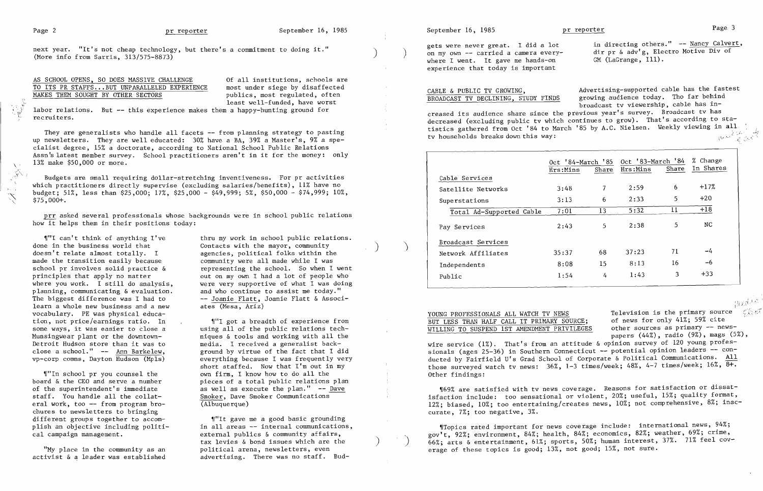next year. "It's not cheap technology, but there's a commitment to doing it." (More info from Sarris, 313/575-8873)

## AS SCHOOL OPENS, SO DOES MASSIVE CHALLENGE TO ITS PR STAFFS...BUT UNPARALLELED EXPERIENCE MAKES THEM SOUGHT BY OTHER SECTORS

Of all institutions, schools are most under siege by disaffected publics, most regulated, often least well-funded, have worst labor relations. But -- this experience makes them a happy-hunting ground for recruiters.

They are generalists who handle all facets -- from planning strategy to pasting up newsletters. They are well educated: 30% have a BA, 39% a Master's, 9% a specialist degree, 15% a doctorate, according to National School Public Relations Assn's latest member survey. School practitioners aren't in it for the money: only 13% make $50,000 or more.

Budgets are small requiring dollar-stretching inventiveness. For pr activities which practitioners directly supervise (excluding salaries/benefits), 11% have no budget; 51%, less than $25,000; 17%, $25,000 - $49,999; 5%, $50,000 - $74,999; 10%, $75,000+.

prr asked several professionals whose backgrounds were in school public relations how it helps them in their positions today:

¶"I can't think of anything I've done in the business world that doesn't relate almost totally. I made the transition easily because school pr involves solid practice & principles that apply no matter where you work. I still do analysis, planning, communicating & evaluation. The biggest difference was I had to learn a whole new business and a new vocabulary. PE was physical education, not price/earnings ratio. In some ways, it was easier to close a Munsingwear plant or the downtown-Detroit Hudson store than it was to close a school." -- Ann Barkelew, vp-corp comns, Dayton Hudson (Mpls)

¶"In school pr you counsel the board & the CEO and serve a number of the superintendent's immediate staff. You handle all the collateral work, too -- from program brochures to newsletters to bringing different groups together to accomplish an objective including political campaign management.

"My place in the community as an activist & a leader was established thru my work in school public relations. Contacts with the mayor, community agencies, political folks within the community were all made while I was representing the school. So when I went out on my own I had a lot of people who were very supportive of what I was doing and who continue to assist me today." -- Joanie Flatt, Joanie Flatt & Associates (Mesa, Ariz)

¶"I got a breadth of experience from using all of the public relations techniques & tools and working with all the media. I received a generalist background by virtue of the fact that I did everything because I was frequently very short staffed. Now that I'm out in my own firm, I know how to do all the pieces of a total public relations plan as well as execute the plan." -- Dave Smoker, Dave Smoker Communications (Albuquerque)

¶"It gave me a good basic grounding in all areas -- internal communications, external publics & community affairs, tax levies & bond issues which are the political arena, newsletters, even advertising. There was no staff. Budgets were never great. I did a lot on my own -- carried a camera everywhere I went. It gave me hands-on experience that today is important in directing others." -- Nancy Calvert, dir pr & adv'g, Electro Motive Div of GM (LaGrange, Ill).

## CABLE & PUBLIC TV GROWING, BROADCAST TV DECLINING, STUDY FINDS

Advertising-supported cable has the fastest growing audience today. Tho far behind broadcast tv viewership, cable has increased its audience share since the previous year's survey. Broadcast tv has decreased (excluding public tv which continues to grow). That's according to statistics gathered from Oct '84 to March '85 by A.C. Nielsen. Weekly viewing in all tv households breaks down this way:

| | Oct '84-March '85 | | Oct '83-March '84 | | % Change |
|---|---|---|---|---|---|
| | Hrs:Mins | Share | Hrs:Mins | Share | In Shares |
| Cable Services | | | | | |
| Satellite Networks | 3:48 | 7 | 2:59 | 6 | +17% |
| Superstations | 3:13 | 6 | 2:33 | 5 | +20 |
| Total Ad-Supported Cable | 7:01 | 13 | 5:32 | 11 | +18 |
| Pay Services | 2:43 | 5 | 2:38 | 5 | NC |
| Broadcast Services | | | | | |
| Network Affiliates | 35:37 | 68 | 37:23 | 71 | -4 |
| Independents | 8:08 | 15 | 8:13 | 16 | -6 |
| Public | 1:54 | 4 | 1:43 | 3 | +33 |

## YOUNG PROFESSIONALS ALL WATCH TV NEWS BUT LESS THAN HALF CALL IT PRIMARY SOURCE; WILLING TO SUSPEND 1ST AMENDMENT PRIVILEGES

Television is the primary source of news for only 41%; 59% cite other sources as primary -- newspapers (44%), radio (9%), mags (5%), wire service (1%). That's from an attitude & opinion survey of 120 young professionals (ages 25-36) in Southern Connecticut -- potential opinion leaders -- conducted by Fairfield U's Grad School of Corporate & Political Communications. All those surveyed watch tv news: 36%, 1-3 times/week; 48%, 4-7 times/week; 16%, 8+. Other findings:

¶69% are satisfied with tv news coverage. Reasons for satisfaction or dissatisfaction include: too sensational or violent, 20%; useful, 15%; quality format, 12%; biased, 10%; too entertaining/creates news, 10%; not comprehensive, 8%; inaccurate, 7%; too negative, 3%.

¶Topics rated important for news coverage include: international news, 94%; gov't, 92%; environment, 84%; health, 84%; economics, 82%; weather, 69%; crime, 66%; arts & entertainment, 61%; sports, 50%; human interest, 37%. 71% feel coverage of these topics is good; 13%, not good; 15%, not sure.